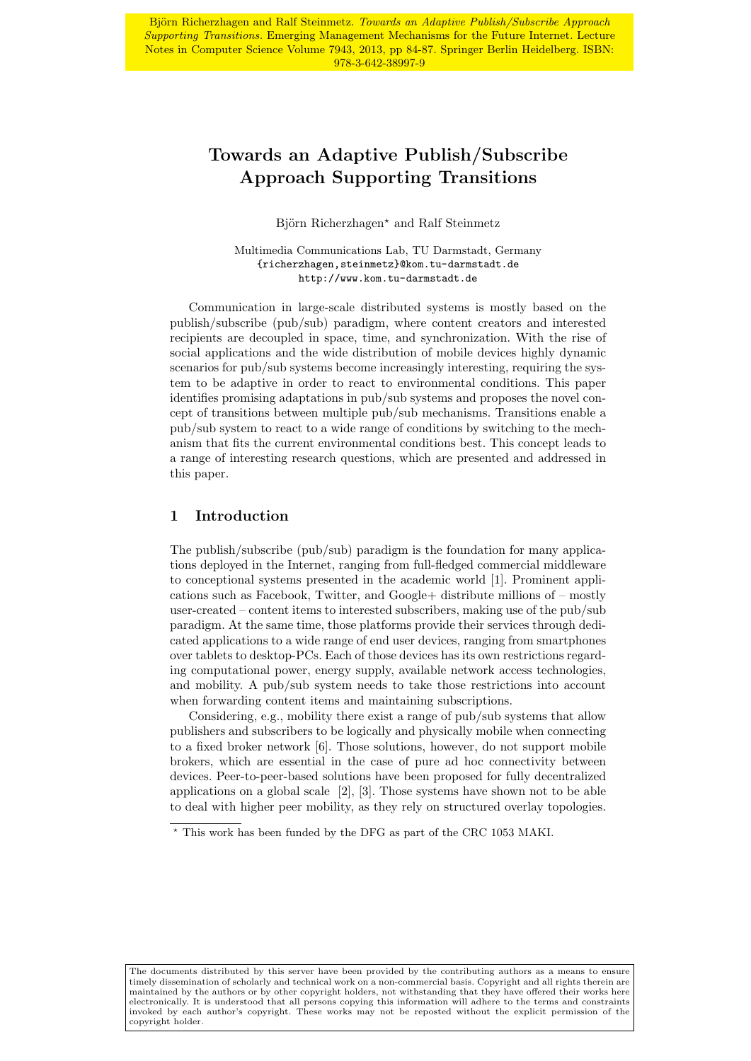Björn Richerzhagen and Ralf Steinmetz. *Towards an Adaptive Publish/Subscribe Approach Supporting Transitions*. Emerging Management Mechanisms for the Future Internet. Lecture Notes in Computer Science Volume 7943, 2013, pp 84-87. Springer Berlin Heidelberg. ISBN: 978-3-642-38997-9

# Towards an Adaptive Publish/Subscribe Approach Supporting Transitions

Björn Richerzhagen* and Ralf Steinmetz

Multimedia Communications Lab, TU Darmstadt, Germany
{richerzhagen,steinmetz}@kom.tu-darmstadt.de
http://www.kom.tu-darmstadt.de

Communication in large-scale distributed systems is mostly based on the publish/subscribe (pub/sub) paradigm, where content creators and interested recipients are decoupled in space, time, and synchronization. With the rise of social applications and the wide distribution of mobile devices highly dynamic scenarios for pub/sub systems become increasingly interesting, requiring the system to be adaptive in order to react to environmental conditions. This paper identifies promising adaptations in pub/sub systems and proposes the novel concept of transitions between multiple pub/sub mechanisms. Transitions enable a pub/sub system to react to a wide range of conditions by switching to the mechanism that fits the current environmental conditions best. This concept leads to a range of interesting research questions, which are presented and addressed in this paper.

## 1 Introduction

The publish/subscribe (pub/sub) paradigm is the foundation for many applications deployed in the Internet, ranging from full-fledged commercial middleware to conceptional systems presented in the academic world [1]. Prominent applications such as Facebook, Twitter, and Google+ distribute millions of – mostly user-created – content items to interested subscribers, making use of the pub/sub paradigm. At the same time, those platforms provide their services through dedicated applications to a wide range of end user devices, ranging from smartphones over tablets to desktop-PCs. Each of those devices has its own restrictions regarding computational power, energy supply, available network access technologies, and mobility. A pub/sub system needs to take those restrictions into account when forwarding content items and maintaining subscriptions.

Considering, e.g., mobility there exist a range of pub/sub systems that allow publishers and subscribers to be logically and physically mobile when connecting to a fixed broker network [6]. Those solutions, however, do not support mobile brokers, which are essential in the case of pure ad hoc connectivity between devices. Peer-to-peer-based solutions have been proposed for fully decentralized applications on a global scale [2], [3]. Those systems have shown not to be able to deal with higher peer mobility, as they rely on structured overlay topologies.

* This work has been funded by the DFG as part of the CRC 1053 MAKI.

The documents distributed by this server have been provided by the contributing authors as a means to ensure timely dissemination of scholarly and technical work on a non-commercial basis. Copyright and all rights therein are maintained by the authors or by other copyright holders, not withstanding that they have offered their works here electronically. It is understood that all persons copying this information will adhere to the terms and constraints invoked by each author's copyright. These works may not be reposted without the explicit permission of the copyright holder.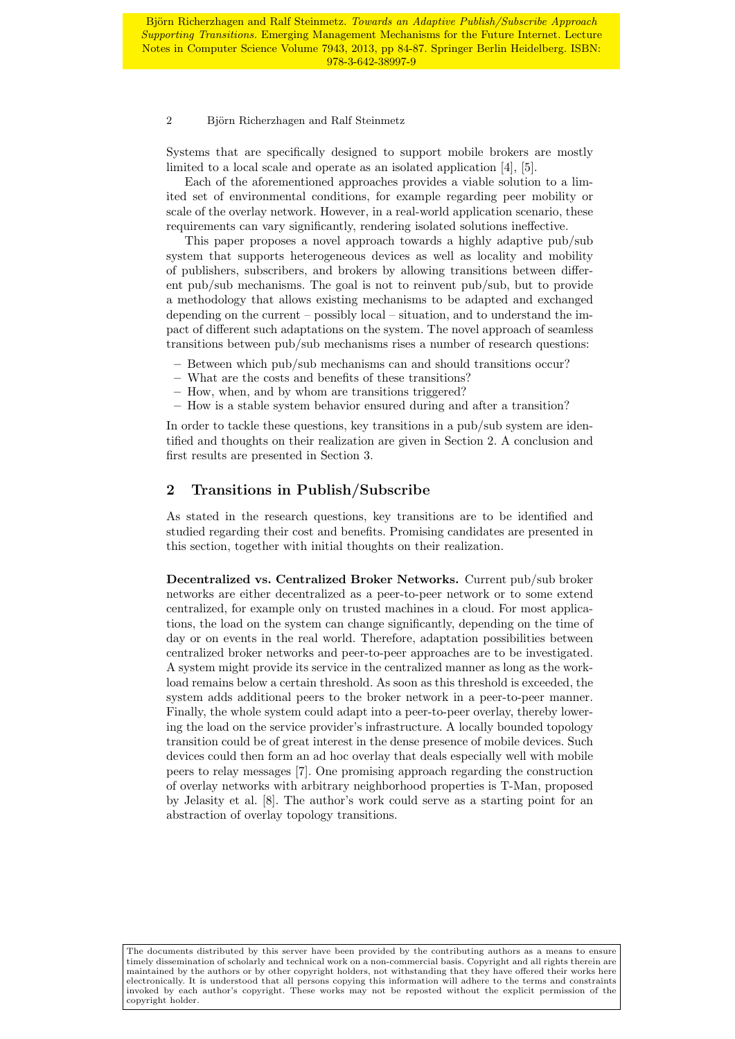Systems that are specifically designed to support mobile brokers are mostly limited to a local scale and operate as an isolated application [4], [5].

Each of the aforementioned approaches provides a viable solution to a limited set of environmental conditions, for example regarding peer mobility or scale of the overlay network. However, in a real-world application scenario, these requirements can vary significantly, rendering isolated solutions ineffective.

This paper proposes a novel approach towards a highly adaptive pub/sub system that supports heterogeneous devices as well as locality and mobility of publishers, subscribers, and brokers by allowing transitions between different pub/sub mechanisms. The goal is not to reinvent pub/sub, but to provide a methodology that allows existing mechanisms to be adapted and exchanged depending on the current – possibly local – situation, and to understand the impact of different such adaptations on the system. The novel approach of seamless transitions between pub/sub mechanisms rises a number of research questions:

- Between which pub/sub mechanisms can and should transitions occur?
- What are the costs and benefits of these transitions?
- How, when, and by whom are transitions triggered?
- How is a stable system behavior ensured during and after a transition?

In order to tackle these questions, key transitions in a pub/sub system are identified and thoughts on their realization are given in Section 2. A conclusion and first results are presented in Section 3.

## 2 Transitions in Publish/Subscribe

As stated in the research questions, key transitions are to be identified and studied regarding their cost and benefits. Promising candidates are presented in this section, together with initial thoughts on their realization.

**Decentralized vs. Centralized Broker Networks.** Current pub/sub broker networks are either decentralized as a peer-to-peer network or to some extend centralized, for example only on trusted machines in a cloud. For most applications, the load on the system can change significantly, depending on the time of day or on events in the real world. Therefore, adaptation possibilities between centralized broker networks and peer-to-peer approaches are to be investigated. A system might provide its service in the centralized manner as long as the workload remains below a certain threshold. As soon as this threshold is exceeded, the system adds additional peers to the broker network in a peer-to-peer manner. Finally, the whole system could adapt into a peer-to-peer overlay, thereby lowering the load on the service provider's infrastructure. A locally bounded topology transition could be of great interest in the dense presence of mobile devices. Such devices could then form an ad hoc overlay that deals especially well with mobile peers to relay messages [7]. One promising approach regarding the construction of overlay networks with arbitrary neighborhood properties is T-Man, proposed by Jelasity et al. [8]. The author's work could serve as a starting point for an abstraction of overlay topology transitions.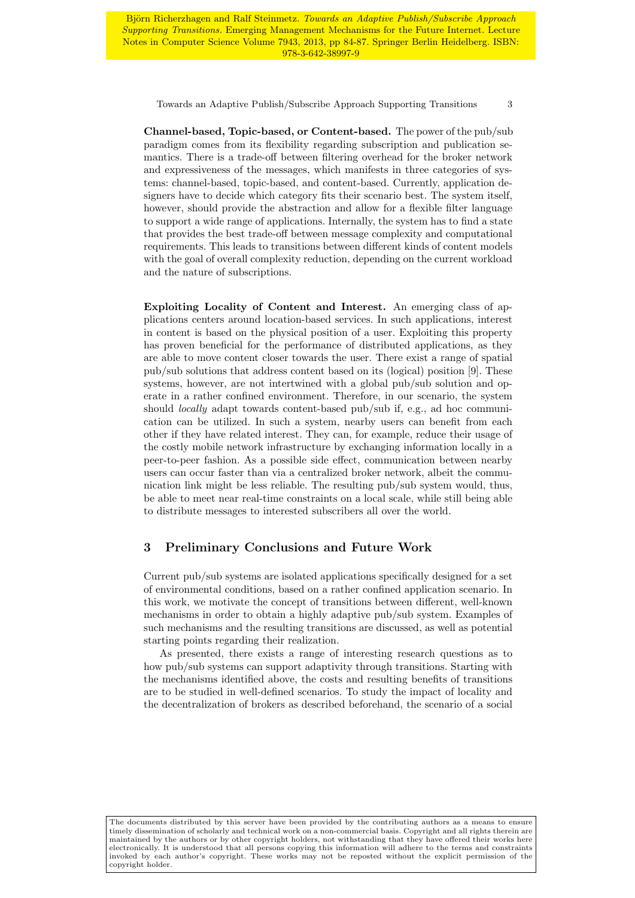**Channel-based, Topic-based, or Content-based.** The power of the pub/sub paradigm comes from its flexibility regarding subscription and publication semantics. There is a trade-off between filtering overhead for the broker network and expressiveness of the messages, which manifests in three categories of systems: channel-based, topic-based, and content-based. Currently, application designers have to decide which category fits their scenario best. The system itself, however, should provide the abstraction and allow for a flexible filter language to support a wide range of applications. Internally, the system has to find a state that provides the best trade-off between message complexity and computational requirements. This leads to transitions between different kinds of content models with the goal of overall complexity reduction, depending on the current workload and the nature of subscriptions.

**Exploiting Locality of Content and Interest.** An emerging class of applications centers around location-based services. In such applications, interest in content is based on the physical position of a user. Exploiting this property has proven beneficial for the performance of distributed applications, as they are able to move content closer towards the user. There exist a range of spatial pub/sub solutions that address content based on its (logical) position [9]. These systems, however, are not intertwined with a global pub/sub solution and operate in a rather confined environment. Therefore, in our scenario, the system should *locally* adapt towards content-based pub/sub if, e.g., ad hoc communication can be utilized. In such a system, nearby users can benefit from each other if they have related interest. They can, for example, reduce their usage of the costly mobile network infrastructure by exchanging information locally in a peer-to-peer fashion. As a possible side effect, communication between nearby users can occur faster than via a centralized broker network, albeit the communication link might be less reliable. The resulting pub/sub system would, thus, be able to meet near real-time constraints on a local scale, while still being able to distribute messages to interested subscribers all over the world.

## 3 Preliminary Conclusions and Future Work

Current pub/sub systems are isolated applications specifically designed for a set of environmental conditions, based on a rather confined application scenario. In this work, we motivate the concept of transitions between different, well-known mechanisms in order to obtain a highly adaptive pub/sub system. Examples of such mechanisms and the resulting transitions are discussed, as well as potential starting points regarding their realization.

As presented, there exists a range of interesting research questions as to how pub/sub systems can support adaptivity through transitions. Starting with the mechanisms identified above, the costs and resulting benefits of transitions are to be studied in well-defined scenarios. To study the impact of locality and the decentralization of brokers as described beforehand, the scenario of a social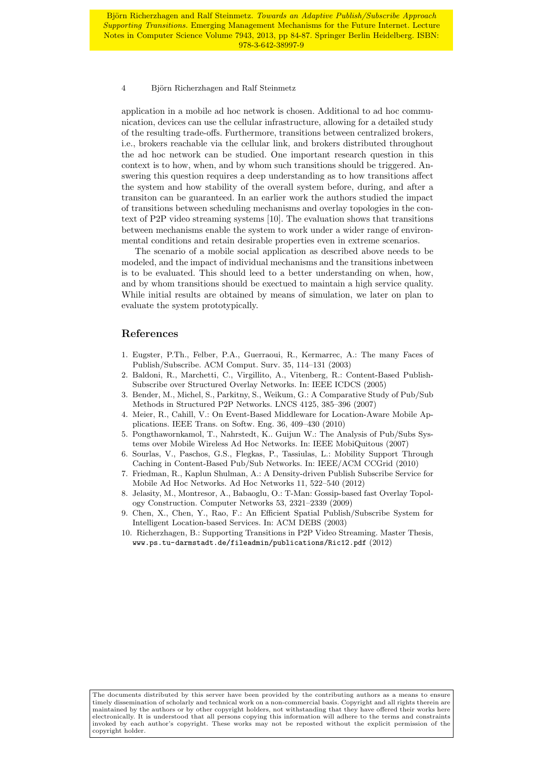application in a mobile ad hoc network is chosen. Additional to ad hoc communication, devices can use the cellular infrastructure, allowing for a detailed study of the resulting trade-offs. Furthermore, transitions between centralized brokers, i.e., brokers reachable via the cellular link, and brokers distributed throughout the ad hoc network can be studied. One important research question in this context is to how, when, and by whom such transitions should be triggered. Answering this question requires a deep understanding as to how transitions affect the system and how stability of the overall system before, during, and after a transiton can be guaranteed. In an earlier work the authors studied the impact of transitions between scheduling mechanisms and overlay topologies in the context of P2P video streaming systems [10]. The evaluation shows that transitions between mechanisms enable the system to work under a wider range of environmental conditions and retain desirable properties even in extreme scenarios.

The scenario of a mobile social application as described above needs to be modeled, and the impact of individual mechanisms and the transitions inbetween is to be evaluated. This should leed to a better understanding on when, how, and by whom transitions should be exectued to maintain a high service quality. While initial results are obtained by means of simulation, we later on plan to evaluate the system prototypically.

## References

1. Eugster, P.Th., Felber, P.A., Guerraoui, R., Kermarrec, A.: The many Faces of Publish/Subscribe. ACM Comput. Surv. 35, 114–131 (2003)
2. Baldoni, R., Marchetti, C., Virgillito, A., Vitenberg, R.: Content-Based Publish-Subscribe over Structured Overlay Networks. In: IEEE ICDCS (2005)
3. Bender, M., Michel, S., Parkitny, S., Weikum, G.: A Comparative Study of Pub/Sub Methods in Structured P2P Networks. LNCS 4125, 385–396 (2007)
4. Meier, R., Cahill, V.: On Event-Based Middleware for Location-Aware Mobile Applications. IEEE Trans. on Softw. Eng. 36, 409–430 (2010)
5. Pongthawornkamol, T., Nahrstedt, K.. Guijun W.: The Analysis of Pub/Subs Systems over Mobile Wireless Ad Hoc Networks. In: IEEE MobiQuitous (2007)
6. Sourlas, V., Paschos, G.S., Flegkas, P., Tassiulas, L.: Mobility Support Through Caching in Content-Based Pub/Sub Networks. In: IEEE/ACM CCGrid (2010)
7. Friedman, R., Kaplun Shulman, A.: A Density-driven Publish Subscribe Service for Mobile Ad Hoc Networks. Ad Hoc Networks 11, 522–540 (2012)
8. Jelasity, M., Montresor, A., Babaoglu, O.: T-Man: Gossip-based fast Overlay Topology Construction. Computer Networks 53, 2321–2339 (2009)
9. Chen, X., Chen, Y., Rao, F.: An Efficient Spatial Publish/Subscribe System for Intelligent Location-based Services. In: ACM DEBS (2003)
10. Richerzhagen, B.: Supporting Transitions in P2P Video Streaming. Master Thesis, www.ps.tu-darmstadt.de/fileadmin/publications/Ric12.pdf (2012)